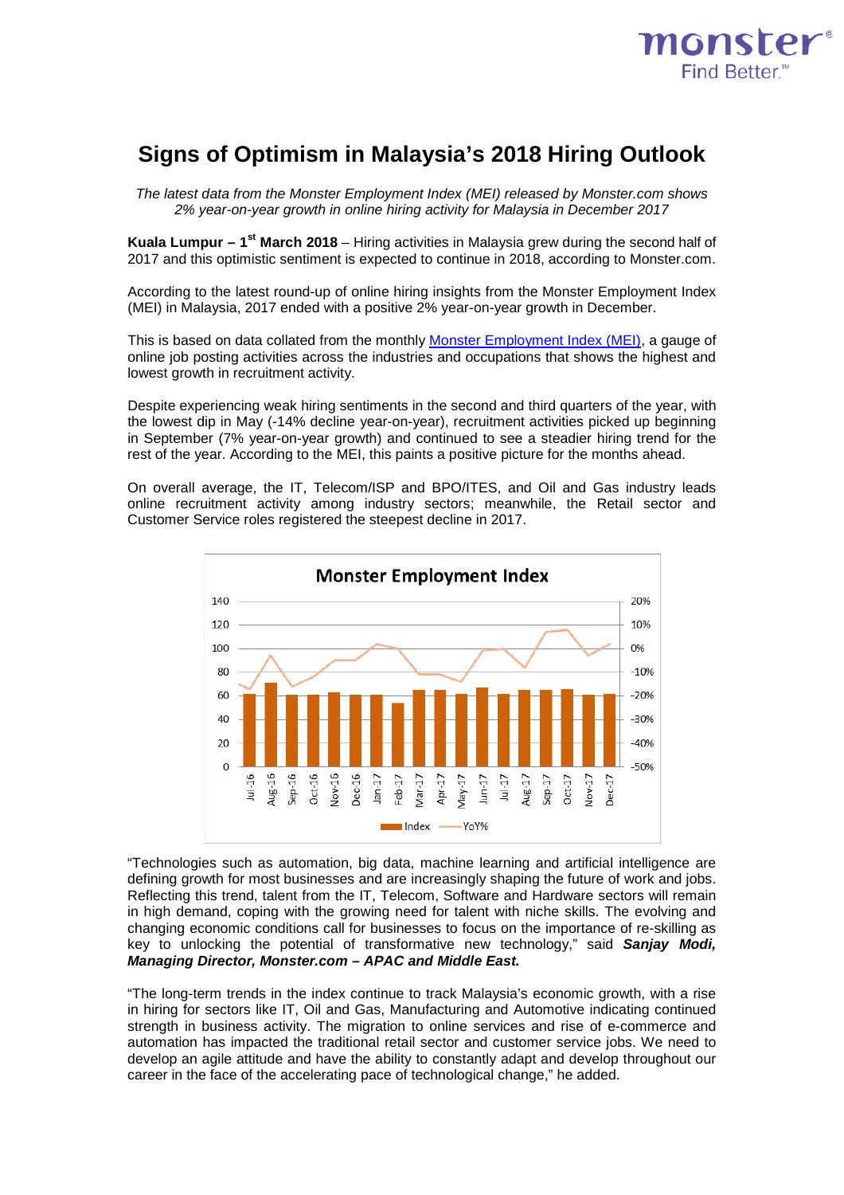monster
Find Better.™

# Signs of Optimism in Malaysia's 2018 Hiring Outlook

*The latest data from the Monster Employment Index (MEI) released by Monster.com shows 2% year-on-year growth in online hiring activity for Malaysia in December 2017*

**Kuala Lumpur – 1st March 2018** – Hiring activities in Malaysia grew during the second half of 2017 and this optimistic sentiment is expected to continue in 2018, according to Monster.com.

According to the latest round-up of online hiring insights from the Monster Employment Index (MEI) in Malaysia, 2017 ended with a positive 2% year-on-year growth in December.

This is based on data collated from the monthly [Monster Employment Index (MEI)](), a gauge of online job posting activities across the industries and occupations that shows the highest and lowest growth in recruitment activity.

Despite experiencing weak hiring sentiments in the second and third quarters of the year, with the lowest dip in May (-14% decline year-on-year), recruitment activities picked up beginning in September (7% year-on-year growth) and continued to see a steadier hiring trend for the rest of the year. According to the MEI, this paints a positive picture for the months ahead.

On overall average, the IT, Telecom/ISP and BPO/ITES, and Oil and Gas industry leads online recruitment activity among industry sectors; meanwhile, the Retail sector and Customer Service roles registered the steepest decline in 2017.

**Monster Employment Index**

"Technologies such as automation, big data, machine learning and artificial intelligence are defining growth for most businesses and are increasingly shaping the future of work and jobs. Reflecting this trend, talent from the IT, Telecom, Software and Hardware sectors will remain in high demand, coping with the growing need for talent with niche skills. The evolving and changing economic conditions call for businesses to focus on the importance of re-skilling as key to unlocking the potential of transformative new technology," said ***Sanjay Modi, Managing Director, Monster.com – APAC and Middle East.***

"The long-term trends in the index continue to track Malaysia's economic growth, with a rise in hiring for sectors like IT, Oil and Gas, Manufacturing and Automotive indicating continued strength in business activity. The migration to online services and rise of e-commerce and automation has impacted the traditional retail sector and customer service jobs. We need to develop an agile attitude and have the ability to constantly adapt and develop throughout our career in the face of the accelerating pace of technological change," he added.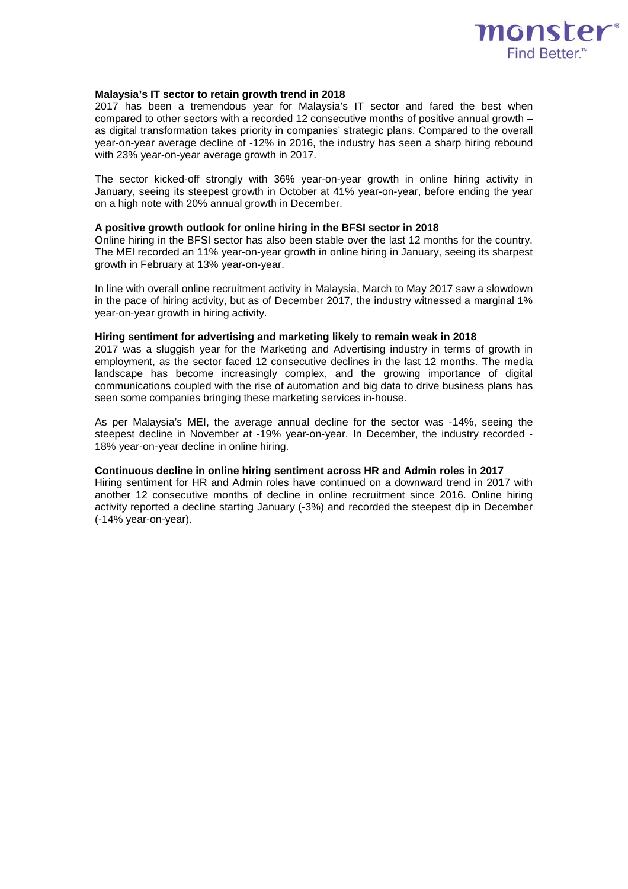**Malaysia's IT sector to retain growth trend in 2018**

2017 has been a tremendous year for Malaysia's IT sector and fared the best when compared to other sectors with a recorded 12 consecutive months of positive annual growth – as digital transformation takes priority in companies' strategic plans. Compared to the overall year-on-year average decline of -12% in 2016, the industry has seen a sharp hiring rebound with 23% year-on-year average growth in 2017.

The sector kicked-off strongly with 36% year-on-year growth in online hiring activity in January, seeing its steepest growth in October at 41% year-on-year, before ending the year on a high note with 20% annual growth in December.

**A positive growth outlook for online hiring in the BFSI sector in 2018**

Online hiring in the BFSI sector has also been stable over the last 12 months for the country. The MEI recorded an 11% year-on-year growth in online hiring in January, seeing its sharpest growth in February at 13% year-on-year.

In line with overall online recruitment activity in Malaysia, March to May 2017 saw a slowdown in the pace of hiring activity, but as of December 2017, the industry witnessed a marginal 1% year-on-year growth in hiring activity.

**Hiring sentiment for advertising and marketing likely to remain weak in 2018**

2017 was a sluggish year for the Marketing and Advertising industry in terms of growth in employment, as the sector faced 12 consecutive declines in the last 12 months. The media landscape has become increasingly complex, and the growing importance of digital communications coupled with the rise of automation and big data to drive business plans has seen some companies bringing these marketing services in-house.

As per Malaysia's MEI, the average annual decline for the sector was -14%, seeing the steepest decline in November at -19% year-on-year. In December, the industry recorded -18% year-on-year decline in online hiring.

**Continuous decline in online hiring sentiment across HR and Admin roles in 2017**

Hiring sentiment for HR and Admin roles have continued on a downward trend in 2017 with another 12 consecutive months of decline in online recruitment since 2016. Online hiring activity reported a decline starting January (-3%) and recorded the steepest dip in December (-14% year-on-year).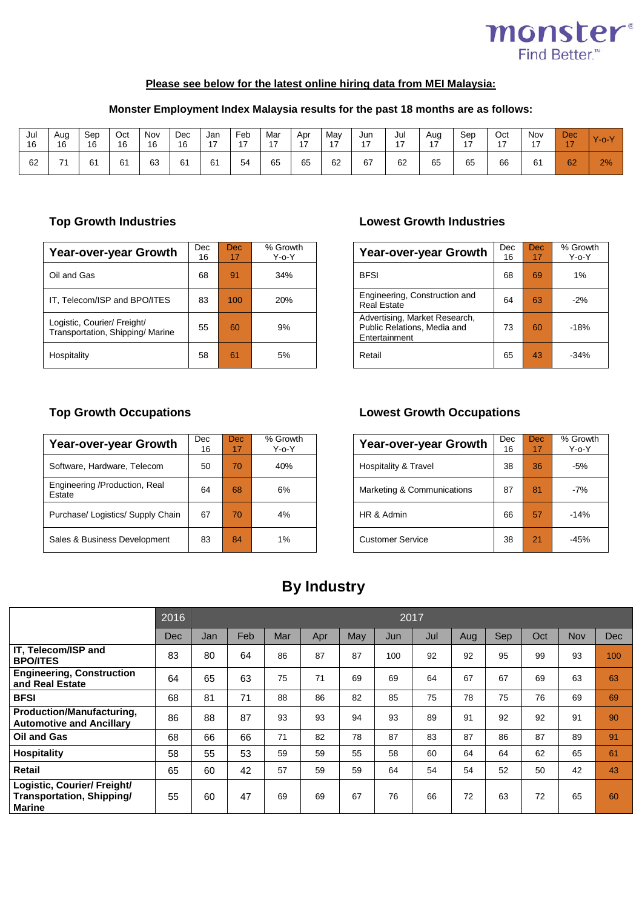**Please see below for the latest online hiring data from MEI Malaysia:**

**Monster Employment Index Malaysia results for the past 18 months are as follows:**

| Jul 16 | Aug 16 | Sep 16 | Oct 16 | Nov 16 | Dec 16 | Jan 17 | Feb 17 | Mar 17 | Apr 17 | May 17 | Jun 17 | Jul 17 | Aug 17 | Sep 17 | Oct 17 | Nov 17 | Dec 17 | Y-o-Y |
|---|---|---|---|---|---|---|---|---|---|---|---|---|---|---|---|---|---|---|
| 62 | 71 | 61 | 61 | 63 | 61 | 61 | 54 | 65 | 65 | 62 | 67 | 62 | 65 | 65 | 66 | 61 | 62 | 2% |

### Top Growth Industries

| Year-over-year Growth | Dec 16 | Dec 17 | % Growth Y-o-Y |
|---|---|---|---|
| Oil and Gas | 68 | 91 | 34% |
| IT, Telecom/ISP and BPO/ITES | 83 | 100 | 20% |
| Logistic, Courier/ Freight/ Transportation, Shipping/ Marine | 55 | 60 | 9% |
| Hospitality | 58 | 61 | 5% |

### Lowest Growth Industries

| Year-over-year Growth | Dec 16 | Dec 17 | % Growth Y-o-Y |
|---|---|---|---|
| BFSI | 68 | 69 | 1% |
| Engineering, Construction and Real Estate | 64 | 63 | -2% |
| Advertising, Market Research, Public Relations, Media and Entertainment | 73 | 60 | -18% |
| Retail | 65 | 43 | -34% |

### Top Growth Occupations

| Year-over-year Growth | Dec 16 | Dec 17 | % Growth Y-o-Y |
|---|---|---|---|
| Software, Hardware, Telecom | 50 | 70 | 40% |
| Engineering /Production, Real Estate | 64 | 68 | 6% |
| Purchase/ Logistics/ Supply Chain | 67 | 70 | 4% |
| Sales & Business Development | 83 | 84 | 1% |

### Lowest Growth Occupations

| Year-over-year Growth | Dec 16 | Dec 17 | % Growth Y-o-Y |
|---|---|---|---|
| Hospitality & Travel | 38 | 36 | -5% |
| Marketing & Communications | 87 | 81 | -7% |
| HR & Admin | 66 | 57 | -14% |
| Customer Service | 38 | 21 | -45% |

## By Industry

| | 2016 | 2017 | | | | | | | | | | | |
|---|---|---|---|---|---|---|---|---|---|---|---|---|---|
| | Dec | Jan | Feb | Mar | Apr | May | Jun | Jul | Aug | Sep | Oct | Nov | Dec |
| **IT, Telecom/ISP and BPO/ITES** | 83 | 80 | 64 | 86 | 87 | 87 | 100 | 92 | 92 | 95 | 99 | 93 | 100 |
| **Engineering, Construction and Real Estate** | 64 | 65 | 63 | 75 | 71 | 69 | 69 | 64 | 67 | 67 | 69 | 63 | 63 |
| **BFSI** | 68 | 81 | 71 | 88 | 86 | 82 | 85 | 75 | 78 | 75 | 76 | 69 | 69 |
| **Production/Manufacturing, Automotive and Ancillary** | 86 | 88 | 87 | 93 | 93 | 94 | 93 | 89 | 91 | 92 | 92 | 91 | 90 |
| **Oil and Gas** | 68 | 66 | 66 | 71 | 82 | 78 | 87 | 83 | 87 | 86 | 87 | 89 | 91 |
| **Hospitality** | 58 | 55 | 53 | 59 | 59 | 55 | 58 | 60 | 64 | 64 | 62 | 65 | 61 |
| **Retail** | 65 | 60 | 42 | 57 | 59 | 59 | 64 | 54 | 54 | 52 | 50 | 42 | 43 |
| **Logistic, Courier/ Freight/ Transportation, Shipping/ Marine** | 55 | 60 | 47 | 69 | 69 | 67 | 76 | 66 | 72 | 63 | 72 | 65 | 60 |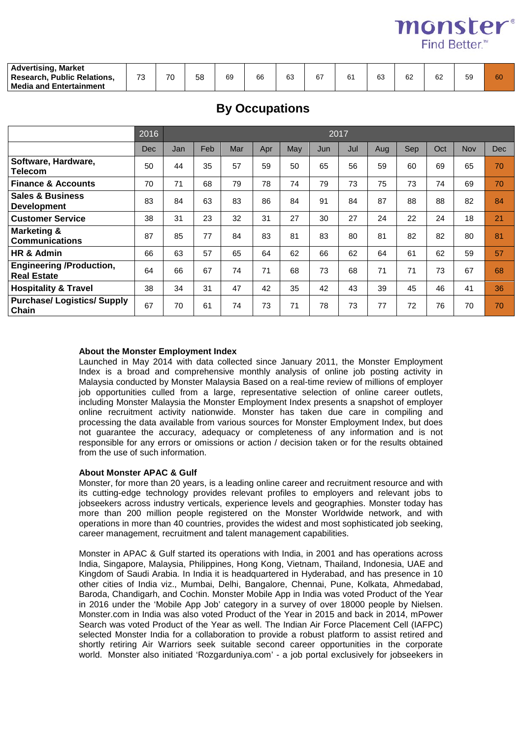| Advertising, Market Research, Public Relations, Media and Entertainment | 73 | 70 | 58 | 69 | 66 | 63 | 67 | 61 | 63 | 62 | 62 | 59 | 60 |
|---|---|---|---|---|---|---|---|---|---|---|---|---|---|

## By Occupations

| | 2016 | 2017 | | | | | | | | | | | |
|---|---|---|---|---|---|---|---|---|---|---|---|---|---|
| | Dec | Jan | Feb | Mar | Apr | May | Jun | Jul | Aug | Sep | Oct | Nov | Dec |
| **Software, Hardware, Telecom** | 50 | 44 | 35 | 57 | 59 | 50 | 65 | 56 | 59 | 60 | 69 | 65 | 70 |
| **Finance & Accounts** | 70 | 71 | 68 | 79 | 78 | 74 | 79 | 73 | 75 | 73 | 74 | 69 | 70 |
| **Sales & Business Development** | 83 | 84 | 63 | 83 | 86 | 84 | 91 | 84 | 87 | 88 | 88 | 82 | 84 |
| **Customer Service** | 38 | 31 | 23 | 32 | 31 | 27 | 30 | 27 | 24 | 22 | 24 | 18 | 21 |
| **Marketing & Communications** | 87 | 85 | 77 | 84 | 83 | 81 | 83 | 80 | 81 | 82 | 82 | 80 | 81 |
| **HR & Admin** | 66 | 63 | 57 | 65 | 64 | 62 | 66 | 62 | 64 | 61 | 62 | 59 | 57 |
| **Engineering /Production, Real Estate** | 64 | 66 | 67 | 74 | 71 | 68 | 73 | 68 | 71 | 71 | 73 | 67 | 68 |
| **Hospitality & Travel** | 38 | 34 | 31 | 47 | 42 | 35 | 42 | 43 | 39 | 45 | 46 | 41 | 36 |
| **Purchase/ Logistics/ Supply Chain** | 67 | 70 | 61 | 74 | 73 | 71 | 78 | 73 | 77 | 72 | 76 | 70 | 70 |

**About the Monster Employment Index**

Launched in May 2014 with data collected since January 2011, the Monster Employment Index is a broad and comprehensive monthly analysis of online job posting activity in Malaysia conducted by Monster Malaysia Based on a real-time review of millions of employer job opportunities culled from a large, representative selection of online career outlets, including Monster Malaysia the Monster Employment Index presents a snapshot of employer online recruitment activity nationwide. Monster has taken due care in compiling and processing the data available from various sources for Monster Employment Index, but does not guarantee the accuracy, adequacy or completeness of any information and is not responsible for any errors or omissions or action / decision taken or for the results obtained from the use of such information.

**About Monster APAC & Gulf**

Monster, for more than 20 years, is a leading online career and recruitment resource and with its cutting-edge technology provides relevant profiles to employers and relevant jobs to jobseekers across industry verticals, experience levels and geographies. Monster today has more than 200 million people registered on the Monster Worldwide network, and with operations in more than 40 countries, provides the widest and most sophisticated job seeking, career management, recruitment and talent management capabilities.

Monster in APAC & Gulf started its operations with India, in 2001 and has operations across India, Singapore, Malaysia, Philippines, Hong Kong, Vietnam, Thailand, Indonesia, UAE and Kingdom of Saudi Arabia. In India it is headquartered in Hyderabad, and has presence in 10 other cities of India viz., Mumbai, Delhi, Bangalore, Chennai, Pune, Kolkata, Ahmedabad, Baroda, Chandigarh, and Cochin. Monster Mobile App in India was voted Product of the Year in 2016 under the 'Mobile App Job' category in a survey of over 18000 people by Nielsen. Monster.com in India was also voted Product of the Year in 2015 and back in 2014, mPower Search was voted Product of the Year as well. The Indian Air Force Placement Cell (IAFPC) selected Monster India for a collaboration to provide a robust platform to assist retired and shortly retiring Air Warriors seek suitable second career opportunities in the corporate world. Monster also initiated 'Rozgarduniya.com' - a job portal exclusively for jobseekers in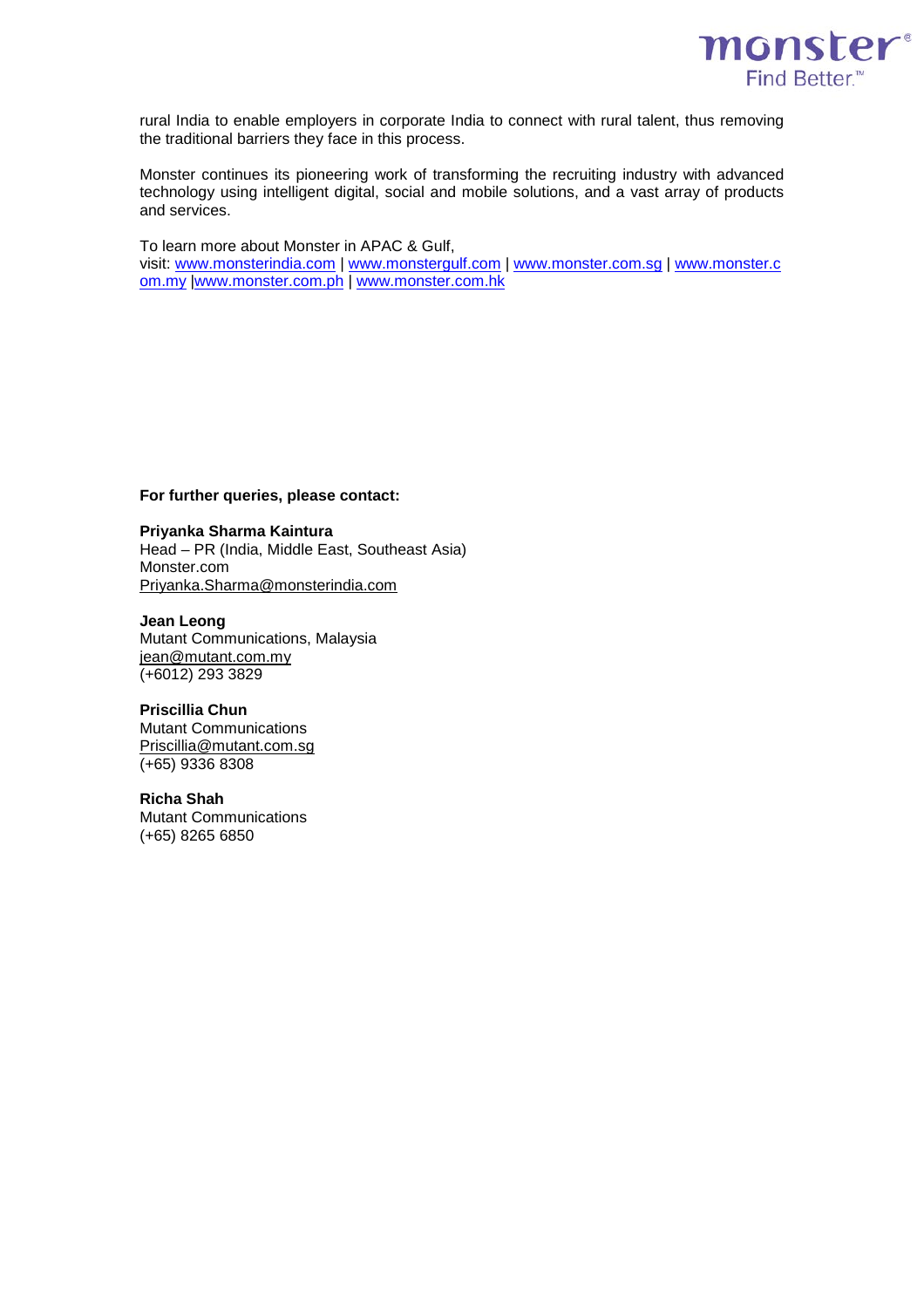rural India to enable employers in corporate India to connect with rural talent, thus removing the traditional barriers they face in this process.

Monster continues its pioneering work of transforming the recruiting industry with advanced technology using intelligent digital, social and mobile solutions, and a vast array of products and services.

To learn more about Monster in APAC & Gulf,
visit: www.monsterindia.com | www.monstergulf.com | www.monster.com.sg | www.monster.com.my |www.monster.com.ph | www.monster.com.hk

**For further queries, please contact:**

**Priyanka Sharma Kaintura**
Head – PR (India, Middle East, Southeast Asia)
Monster.com
Priyanka.Sharma@monsterindia.com

**Jean Leong**
Mutant Communications, Malaysia
jean@mutant.com.my
(+6012) 293 3829

**Priscillia Chun**
Mutant Communications
Priscillia@mutant.com.sg
(+65) 9336 8308

**Richa Shah**
Mutant Communications
(+65) 8265 6850